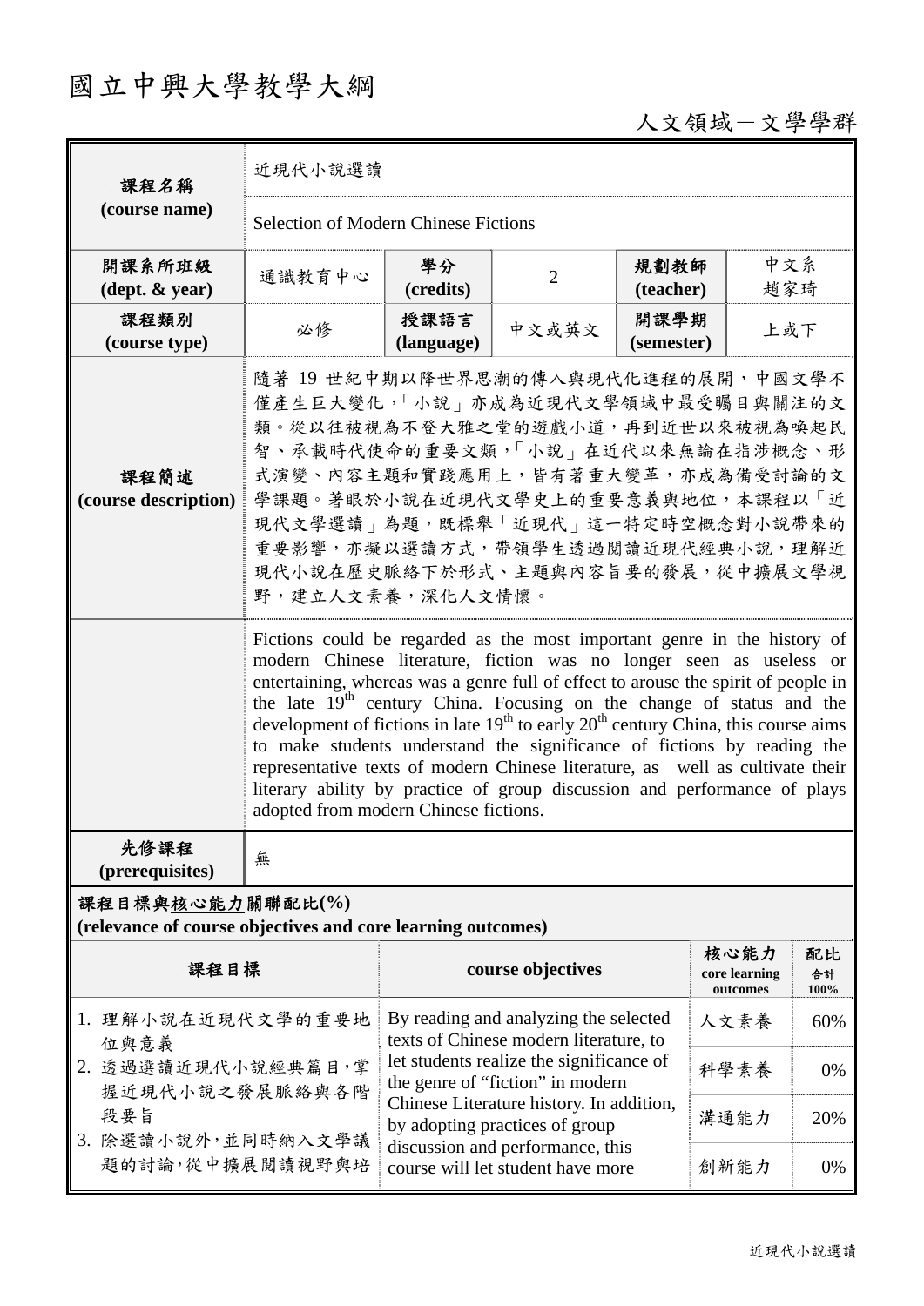# 國立中興大學教學大綱

人文領域－文學學群

| 課程名稱 (course name) | 近現代小說選讀 | | | | |
|---|---|---|---|---|---|
| | Selection of Modern Chinese Fictions | | | | |
| 開課系所班級 (dept. & year) | 通識教育中心 | 學分 (credits) | 2 | 規劃教師 (teacher) | 中文系 趙家琦 |
| 課程類別 (course type) | 必修 | 授課語言 (language) | 中文或英文 | 開課學期 (semester) | 上或下 |
| 課程簡述 (course description) | 隨著19世紀中期以降世界思潮的傳入與現代化進程的展開，中國文學不僅產生巨大變化，「小說」亦成為近現代文學領域中最受矚目與關注的文類。從以往被視為不登大雅之堂的遊戲小道，再到近世以來被視為喚起民智、承載時代使命的重要文類，「小說」在近代以來無論在指涉概念、形式演變、內容主題和實踐應用上，皆有著重大變革，亦成為備受討論的文學課題。著眼於小說在近現代文學史上的重要意義與地位，本課程以「近現代文學選讀」為題，既標舉「近現代」這一特定時空概念對小說帶來的重要影響，亦擬以選讀方式，帶領學生透過閱讀近現代經典小說，理解近現代小說在歷史脈絡下於形式、主題與內容旨要的發展，從中擴展文學視野，建立人文素養，深化人文情懷。 | | | | |
| | Fictions could be regarded as the most important genre in the history of modern Chinese literature, fiction was no longer seen as useless or entertaining, whereas was a genre full of effect to arouse the spirit of people in the late 19th century China. Focusing on the change of status and the development of fictions in late 19th to early 20th century China, this course aims to make students understand the significance of fictions by reading the representative texts of modern Chinese literature, as well as cultivate their literary ability by practice of group discussion and performance of plays adopted from modern Chinese fictions. | | | | |
| 先修課程 (prerequisites) | 無 | | | | |

## 課程目標與核心能力關聯配比(%)
**(relevance of course objectives and core learning outcomes)**

| 課程目標 | course objectives | 核心能力 core learning outcomes | 配比 合計100% |
|---|---|---|---|
| 1. 理解小說在近現代文學的重要地位與意義<br>2. 透過選讀近現代小說經典篇目，掌握近現代小說之發展脈絡與各階段要旨<br>3. 除選讀小說外，並同時納入文學議題的討論，從中擴展閱讀視野與培 | By reading and analyzing the selected texts of Chinese modern literature, to let students realize the significance of the genre of "fiction" in modern Chinese Literature history. In addition, by adopting practices of group discussion and performance, this course will let student have more | 人文素養 | 60% |
| | | 科學素養 | 0% |
| | | 溝通能力 | 20% |
| | | 創新能力 | 0% |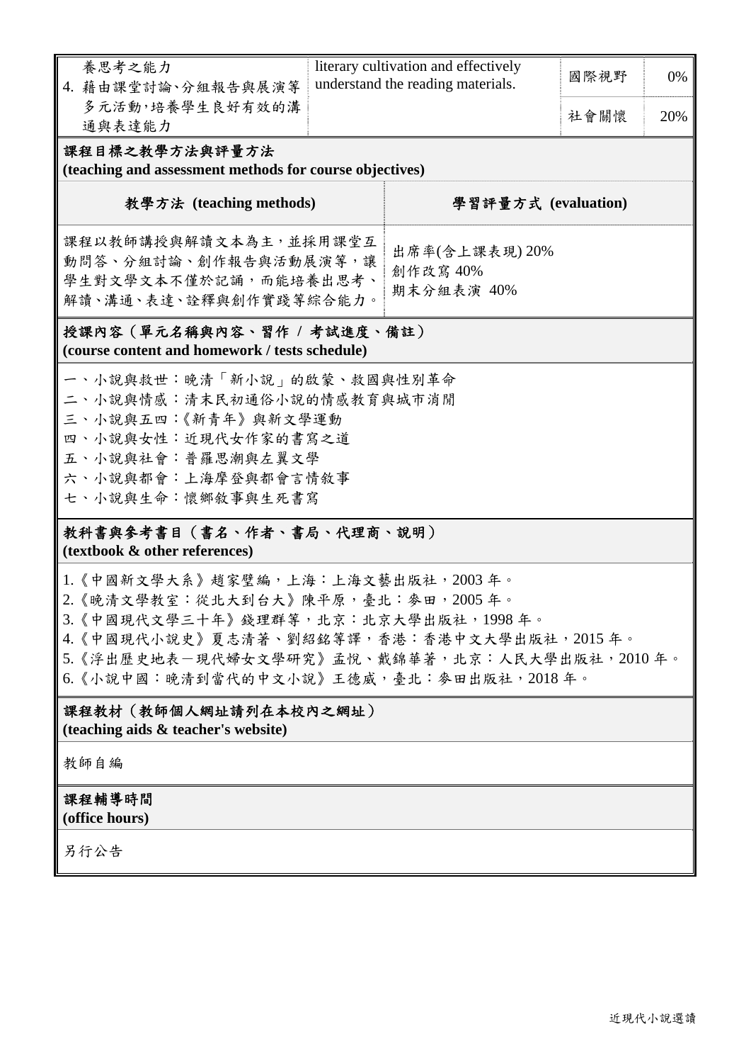| | | | |
|---|---|---|---|
| 養思考之能力<br>4. 藉由課堂討論、分組報告與展演等多元活動，培養學生良好有效的溝通與表達能力 | literary cultivation and effectively understand the reading materials. | 國際視野 | 0% |
| | | 社會關懷 | 20% |

## 課程目標之教學方法與評量方法
**(teaching and assessment methods for course objectives)**

| 教學方法 (teaching methods) | 學習評量方式 (evaluation) |
|---|---|
| 課程以教師講授與解讀文本為主，並採用課堂互動問答、分組討論、創作報告與活動展演等，讓學生對文學文本不僅於記誦，而能培養出思考、解讀、溝通、表達、詮釋與創作實踐等綜合能力。 | 出席率(含上課表現) 20%<br>創作改寫 40%<br>期末分組表演 40% |

## 授課內容（單元名稱與內容、習作 / 考試進度、備註）
**(course content and homework / tests schedule)**

一、小說與救世：晚清「新小說」的啟蒙、救國與性別革命
二、小說與情感：清末民初通俗小說的情感教育與城市消閒
三、小說與五四：《新青年》與新文學運動
四、小說與女性：近現代女作家的書寫之道
五、小說與社會：普羅思潮與左翼文學
六、小說與都會：上海摩登與都會言情敘事
七、小說與生命：懷鄉敘事與生死書寫

## 教科書與參考書目（書名、作者、書局、代理商、說明）
**(textbook & other references)**

1.《中國新文學大系》趙家璧編，上海：上海文藝出版社，2003 年。
2.《晚清文學教室：從北大到台大》陳平原，臺北：麥田，2005 年。
3.《中國現代文學三十年》錢理群等，北京：北京大學出版社，1998 年。
4.《中國現代小說史》夏志清著、劉紹銘等譯，香港：香港中文大學出版社，2015 年。
5.《浮出歷史地表－現代婦女文學研究》孟悅、戴錦華著，北京：人民大學出版社，2010 年。
6.《小說中國：晚清到當代的中文小說》王德威，臺北：麥田出版社，2018 年。

## 課程教材（教師個人網址請列在本校內之網址）
**(teaching aids & teacher's website)**

教師自編

## 課程輔導時間
**(office hours)**

另行公告